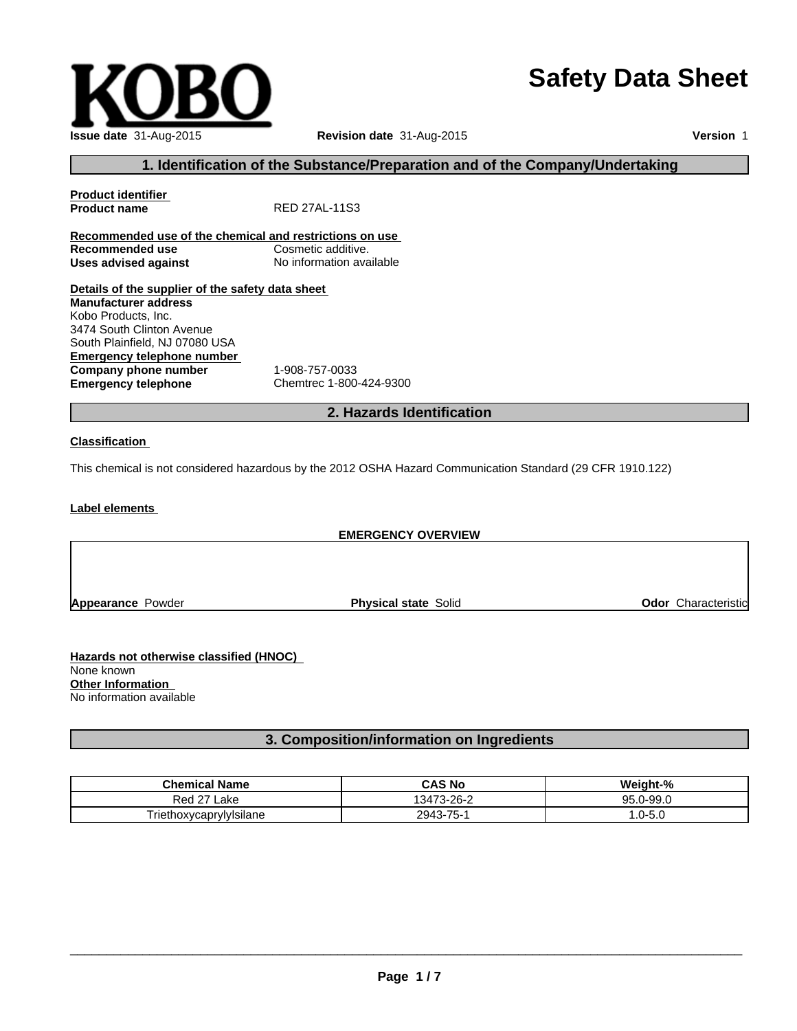KOBO

# Safety Data Sheet

**Issue date** 31-Aug-2015 **Revision date** 31-Aug-2015 **Version** 1

## 1. Identification of the Substance/Preparation and of the Company/Undertaking

**Product identifier**

**Product name** RED 27AL-11S3

**Recommended use of the chemical and restrictions on use**

**Recommended use** Cosmetic additive.

**Uses advised against** No information available

**Details of the supplier of the safety data sheet**

**Manufacturer address**
Kobo Products, Inc.
3474 South Clinton Avenue
South Plainfield, NJ 07080 USA

**Emergency telephone number**

**Company phone number** 1-908-757-0033

**Emergency telephone** Chemtrec 1-800-424-9300

## 2. Hazards Identification

**Classification**

This chemical is not considered hazardous by the 2012 OSHA Hazard Communication Standard (29 CFR 1910.122)

**Label elements**

**EMERGENCY OVERVIEW**

**Appearance** Powder **Physical state** Solid **Odor** Characteristic

**Hazards not otherwise classified (HNOC)**
None known

**Other Information**
No information available

## 3. Composition/information on Ingredients

| Chemical Name | CAS No | Weight-% |
| --- | --- | --- |
| Red 27 Lake | 13473-26-2 | 95.0-99.0 |
| Triethoxycaprylylsilane | 2943-75-1 | 1.0-5.0 |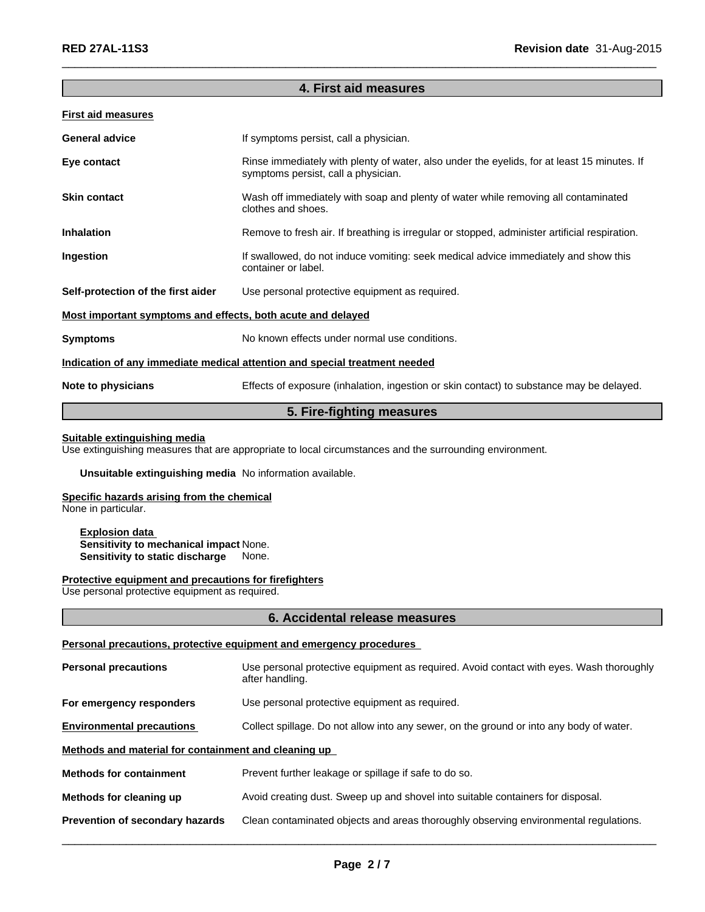## 4. First aid measures

**First aid measures**

| | |
|---|---|
| **General advice** | If symptoms persist, call a physician. |
| **Eye contact** | Rinse immediately with plenty of water, also under the eyelids, for at least 15 minutes. If symptoms persist, call a physician. |
| **Skin contact** | Wash off immediately with soap and plenty of water while removing all contaminated clothes and shoes. |
| **Inhalation** | Remove to fresh air. If breathing is irregular or stopped, administer artificial respiration. |
| **Ingestion** | If swallowed, do not induce vomiting: seek medical advice immediately and show this container or label. |
| **Self-protection of the first aider** | Use personal protective equipment as required. |

**Most important symptoms and effects, both acute and delayed**

| | |
|---|---|
| **Symptoms** | No known effects under normal use conditions. |

**Indication of any immediate medical attention and special treatment needed**

| | |
|---|---|
| **Note to physicians** | Effects of exposure (inhalation, ingestion or skin contact) to substance may be delayed. |

## 5. Fire-fighting measures

**Suitable extinguishing media**
Use extinguishing measures that are appropriate to local circumstances and the surrounding environment.

**Unsuitable extinguishing media** No information available.

**Specific hazards arising from the chemical**
None in particular.

**Explosion data**
**Sensitivity to mechanical impact** None.
**Sensitivity to static discharge** None.

**Protective equipment and precautions for firefighters**
Use personal protective equipment as required.

## 6. Accidental release measures

**Personal precautions, protective equipment and emergency procedures**

| | |
|---|---|
| **Personal precautions** | Use personal protective equipment as required. Avoid contact with eyes. Wash thoroughly after handling. |
| **For emergency responders** | Use personal protective equipment as required. |
| **Environmental precautions** | Collect spillage. Do not allow into any sewer, on the ground or into any body of water. |

**Methods and material for containment and cleaning up**

| | |
|---|---|
| **Methods for containment** | Prevent further leakage or spillage if safe to do so. |
| **Methods for cleaning up** | Avoid creating dust. Sweep up and shovel into suitable containers for disposal. |
| **Prevention of secondary hazards** | Clean contaminated objects and areas thoroughly observing environmental regulations. |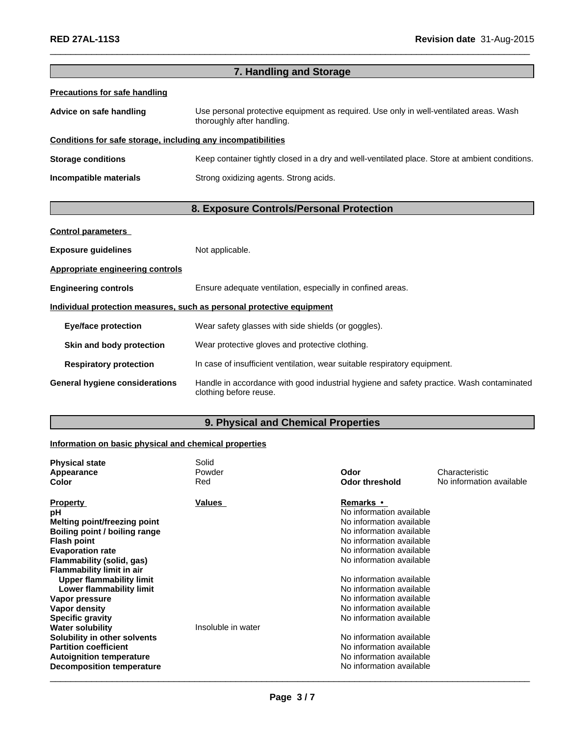## 7. Handling and Storage

**Precautions for safe handling**

**Advice on safe handling** Use personal protective equipment as required. Use only in well-ventilated areas. Wash thoroughly after handling.

**Conditions for safe storage, including any incompatibilities**

**Storage conditions** Keep container tightly closed in a dry and well-ventilated place. Store at ambient conditions.

**Incompatible materials** Strong oxidizing agents. Strong acids.

## 8. Exposure Controls/Personal Protection

**Control parameters**

**Exposure guidelines** Not applicable.

**Appropriate engineering controls**

**Engineering controls** Ensure adequate ventilation, especially in confined areas.

**Individual protection measures, such as personal protective equipment**

**Eye/face protection** Wear safety glasses with side shields (or goggles).

**Skin and body protection** Wear protective gloves and protective clothing.

**Respiratory protection** In case of insufficient ventilation, wear suitable respiratory equipment.

**General hygiene considerations** Handle in accordance with good industrial hygiene and safety practice. Wash contaminated clothing before reuse.

## 9. Physical and Chemical Properties

**Information on basic physical and chemical properties**

| | | | |
|---|---|---|---|
| **Physical state** | Solid | | |
| **Appearance** | Powder | **Odor** | Characteristic |
| **Color** | Red | **Odor threshold** | No information available |

| Property | Values | Remarks • |
|---|---|---|
| **pH** | | No information available |
| **Melting point/freezing point** | | No information available |
| **Boiling point / boiling range** | | No information available |
| **Flash point** | | No information available |
| **Evaporation rate** | | No information available |
| **Flammability (solid, gas)** | | No information available |
| **Flammability limit in air** | | |
| **Upper flammability limit** | | No information available |
| **Lower flammability limit** | | No information available |
| **Vapor pressure** | | No information available |
| **Vapor density** | | No information available |
| **Specific gravity** | | No information available |
| **Water solubility** | Insoluble in water | |
| **Solubility in other solvents** | | No information available |
| **Partition coefficient** | | No information available |
| **Autoignition temperature** | | No information available |
| **Decomposition temperature** | | No information available |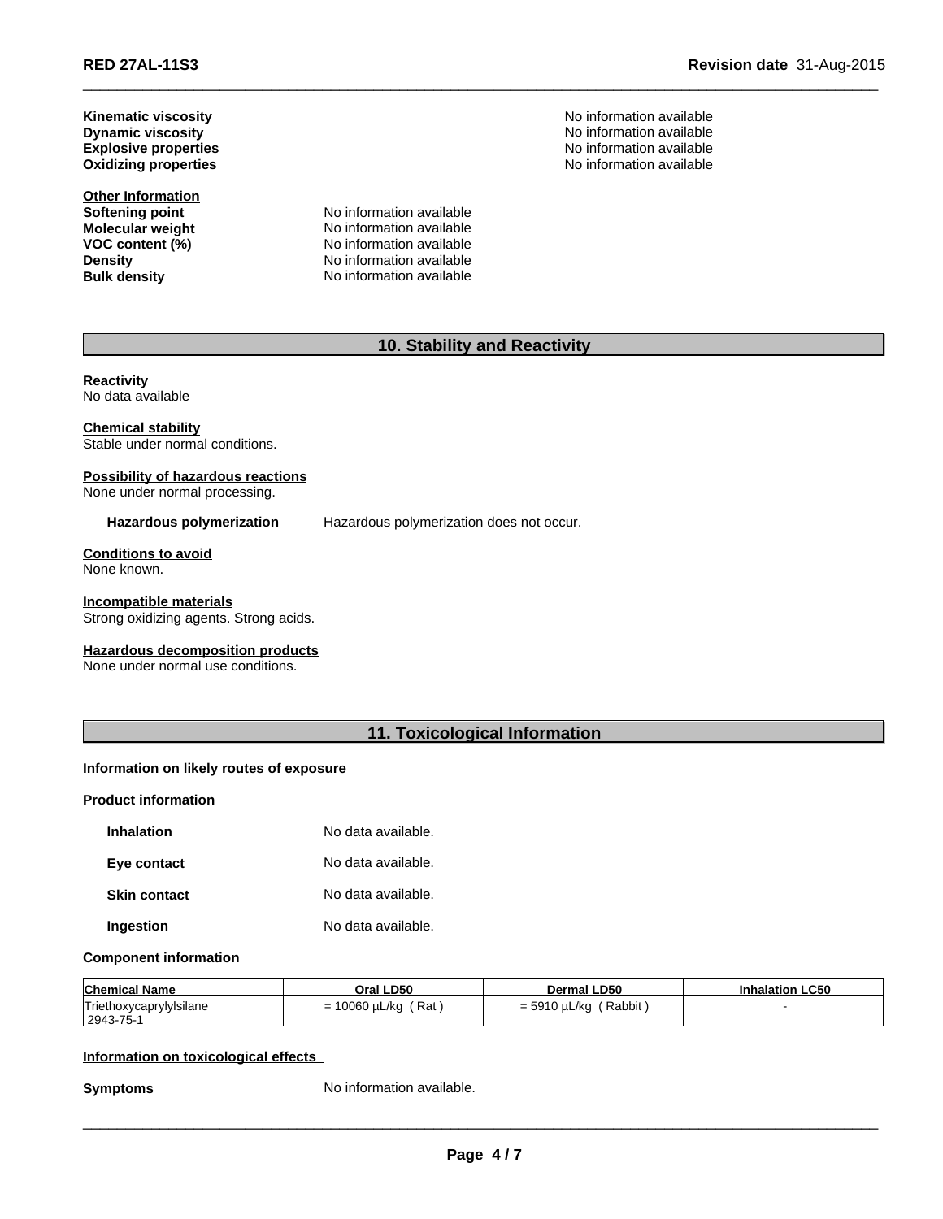**Kinematic viscosity** No information available
**Dynamic viscosity** No information available
**Explosive properties** No information available
**Oxidizing properties** No information available

**Other Information**

**Softening point** No information available
**Molecular weight** No information available
**VOC content (%)** No information available
**Density** No information available
**Bulk density** No information available

## 10. Stability and Reactivity

**Reactivity**
No data available

**Chemical stability**
Stable under normal conditions.

**Possibility of hazardous reactions**
None under normal processing.

**Hazardous polymerization** Hazardous polymerization does not occur.

**Conditions to avoid**
None known.

**Incompatible materials**
Strong oxidizing agents. Strong acids.

**Hazardous decomposition products**
None under normal use conditions.

## 11. Toxicological Information

**Information on likely routes of exposure**

**Product information**

**Inhalation** No data available.

**Eye contact** No data available.

**Skin contact** No data available.

**Ingestion** No data available.

**Component information**

| Chemical Name | Oral LD50 | Dermal LD50 | Inhalation LC50 |
|---|---|---|---|
| Triethoxycaprylylsilane 2943-75-1 | = 10060 µL/kg ( Rat ) | = 5910 µL/kg ( Rabbit ) | - |

**Information on toxicological effects**

**Symptoms** No information available.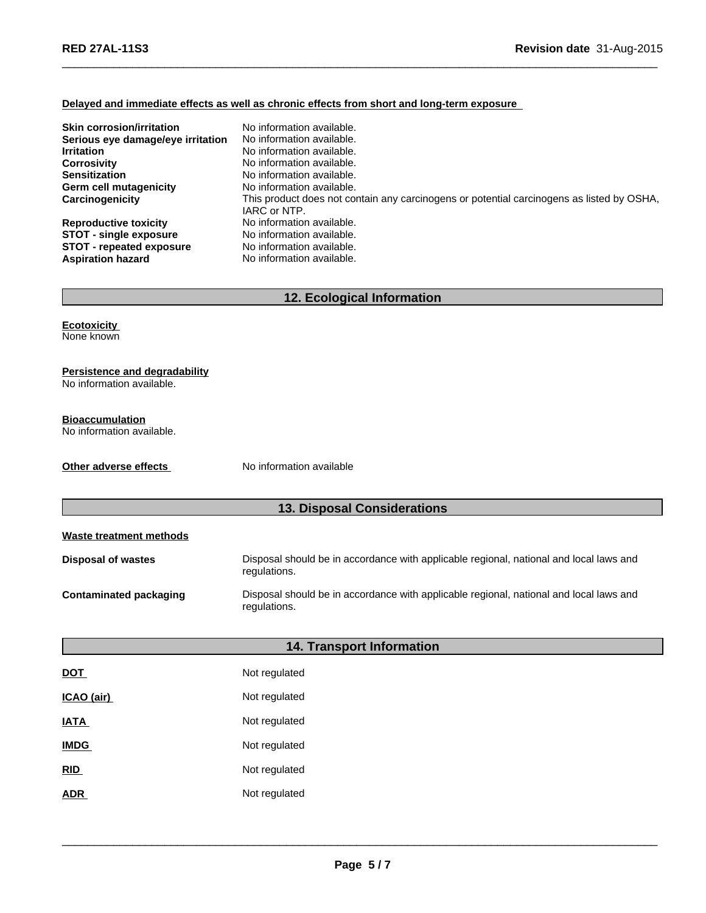**Delayed and immediate effects as well as chronic effects from short and long-term exposure**

| | |
|---|---|
| **Skin corrosion/irritation** | No information available. |
| **Serious eye damage/eye irritation** | No information available. |
| **Irritation** | No information available. |
| **Corrosivity** | No information available. |
| **Sensitization** | No information available. |
| **Germ cell mutagenicity** | No information available. |
| **Carcinogenicity** | This product does not contain any carcinogens or potential carcinogens as listed by OSHA, IARC or NTP. |
| **Reproductive toxicity** | No information available. |
| **STOT - single exposure** | No information available. |
| **STOT - repeated exposure** | No information available. |
| **Aspiration hazard** | No information available. |

## 12. Ecological Information

**Ecotoxicity**
None known

**Persistence and degradability**
No information available.

**Bioaccumulation**
No information available.

**Other adverse effects** No information available

## 13. Disposal Considerations

**Waste treatment methods**

| | |
|---|---|
| **Disposal of wastes** | Disposal should be in accordance with applicable regional, national and local laws and regulations. |
| **Contaminated packaging** | Disposal should be in accordance with applicable regional, national and local laws and regulations. |

## 14. Transport Information

| | |
|---|---|
| **DOT** | Not regulated |
| **ICAO (air)** | Not regulated |
| **IATA** | Not regulated |
| **IMDG** | Not regulated |
| **RID** | Not regulated |
| **ADR** | Not regulated |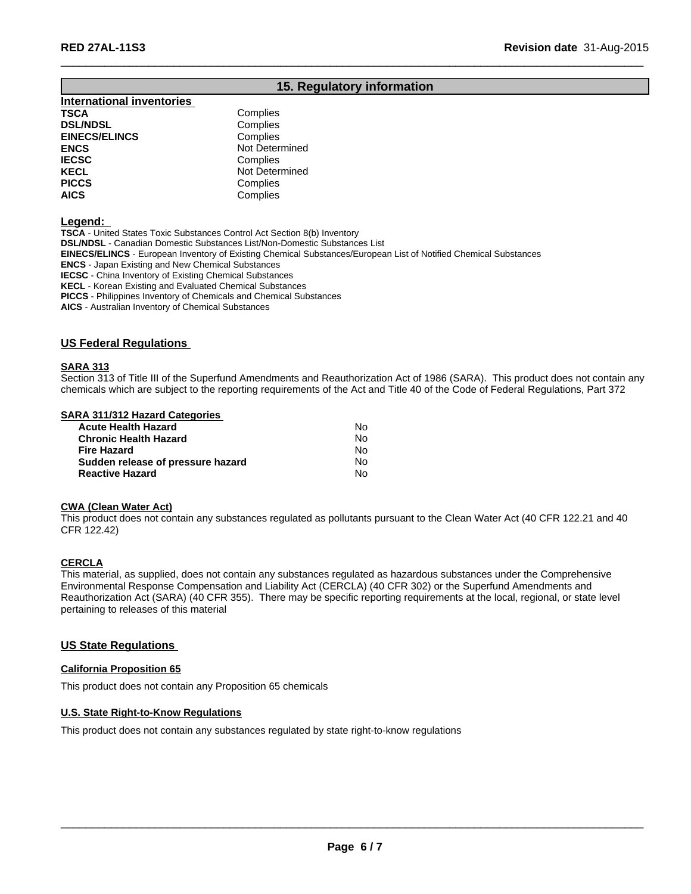## 15. Regulatory information

### International inventories

| | |
|---|---|
| **TSCA** | Complies |
| **DSL/NDSL** | Complies |
| **EINECS/ELINCS** | Complies |
| **ENCS** | Not Determined |
| **IECSC** | Complies |
| **KECL** | Not Determined |
| **PICCS** | Complies |
| **AICS** | Complies |

**Legend:**

**TSCA** - United States Toxic Substances Control Act Section 8(b) Inventory
**DSL/NDSL** - Canadian Domestic Substances List/Non-Domestic Substances List
**EINECS/ELINCS** - European Inventory of Existing Chemical Substances/European List of Notified Chemical Substances
**ENCS** - Japan Existing and New Chemical Substances
**IECSC** - China Inventory of Existing Chemical Substances
**KECL** - Korean Existing and Evaluated Chemical Substances
**PICCS** - Philippines Inventory of Chemicals and Chemical Substances
**AICS** - Australian Inventory of Chemical Substances

### US Federal Regulations

**SARA 313**

Section 313 of Title III of the Superfund Amendments and Reauthorization Act of 1986 (SARA). This product does not contain any chemicals which are subject to the reporting requirements of the Act and Title 40 of the Code of Federal Regulations, Part 372

**SARA 311/312 Hazard Categories**

| | |
|---|---|
| **Acute Health Hazard** | No |
| **Chronic Health Hazard** | No |
| **Fire Hazard** | No |
| **Sudden release of pressure hazard** | No |
| **Reactive Hazard** | No |

**CWA (Clean Water Act)**

This product does not contain any substances regulated as pollutants pursuant to the Clean Water Act (40 CFR 122.21 and 40 CFR 122.42)

**CERCLA**

This material, as supplied, does not contain any substances regulated as hazardous substances under the Comprehensive Environmental Response Compensation and Liability Act (CERCLA) (40 CFR 302) or the Superfund Amendments and Reauthorization Act (SARA) (40 CFR 355). There may be specific reporting requirements at the local, regional, or state level pertaining to releases of this material

### US State Regulations

**California Proposition 65**

This product does not contain any Proposition 65 chemicals

**U.S. State Right-to-Know Regulations**

This product does not contain any substances regulated by state right-to-know regulations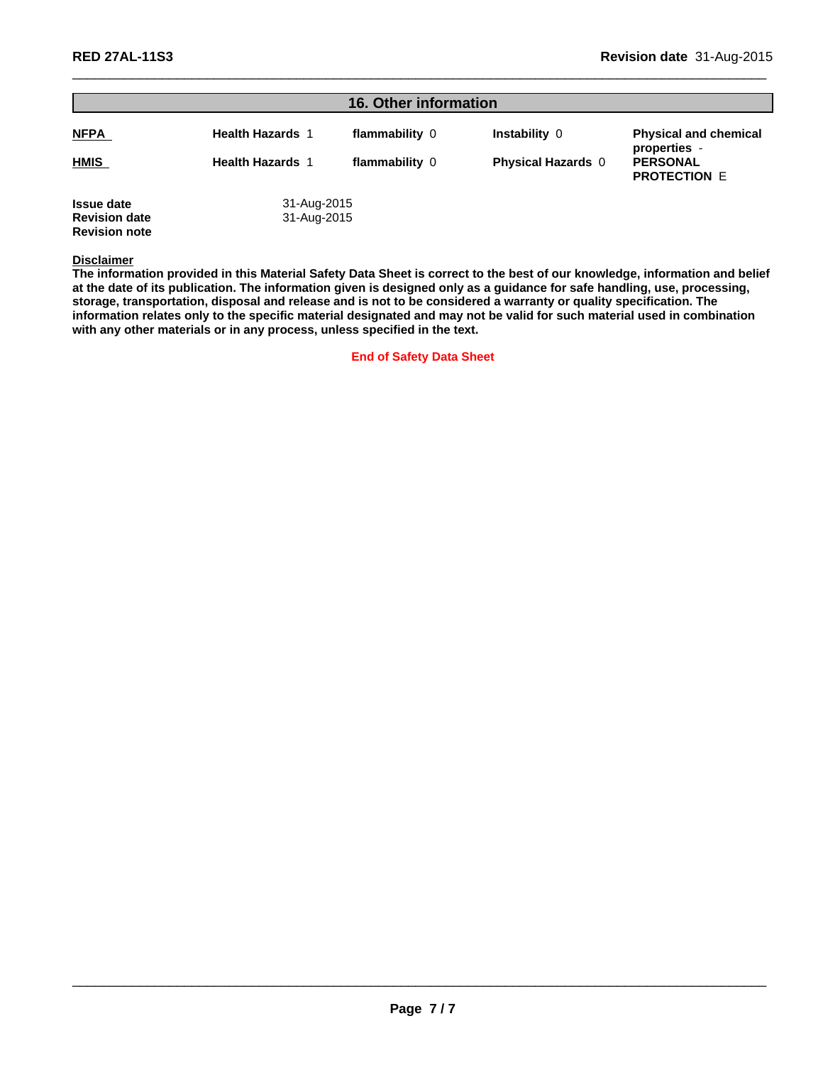## 16. Other information

| | | | | |
|---|---|---|---|---|
| **NFPA** | **Health Hazards** 1 | **flammability** 0 | **Instability** 0 | **Physical and chemical properties** - |
| **HMIS** | **Health Hazards** 1 | **flammability** 0 | **Physical Hazards** 0 | **PERSONAL PROTECTION** E |

| | |
|---|---|
| **Issue date** | 31-Aug-2015 |
| **Revision date** | 31-Aug-2015 |
| **Revision note** | |

**Disclaimer**

**The information provided in this Material Safety Data Sheet is correct to the best of our knowledge, information and belief at the date of its publication. The information given is designed only as a guidance for safe handling, use, processing, storage, transportation, disposal and release and is not to be considered a warranty or quality specification. The information relates only to the specific material designated and may not be valid for such material used in combination with any other materials or in any process, unless specified in the text.**

**End of Safety Data Sheet**